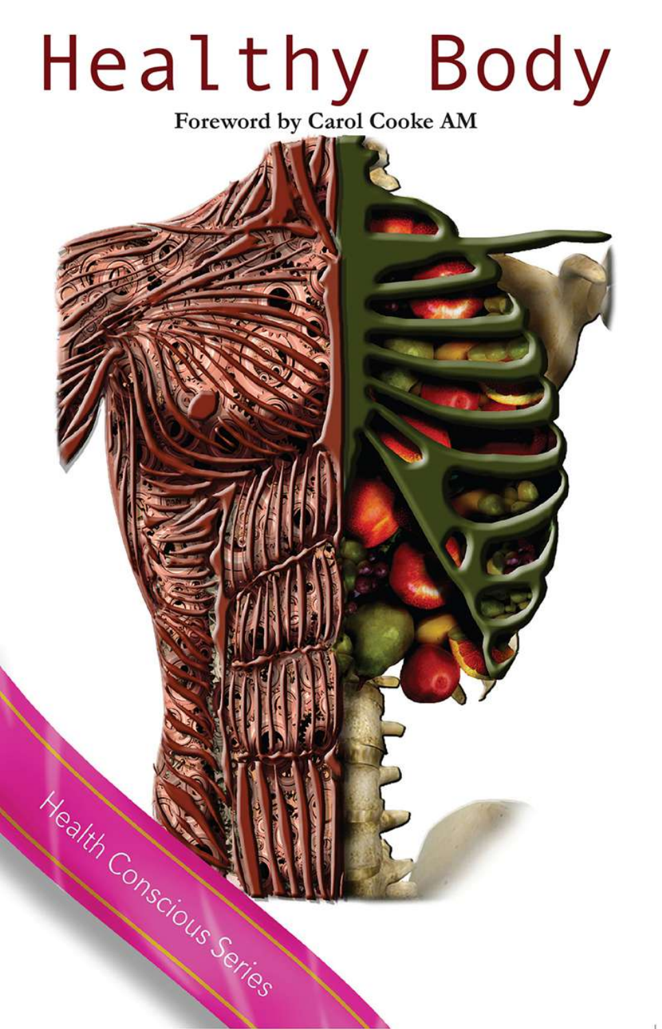# Healthy Body

**Foreword by Carol Cooke AM**

Health Conscious Series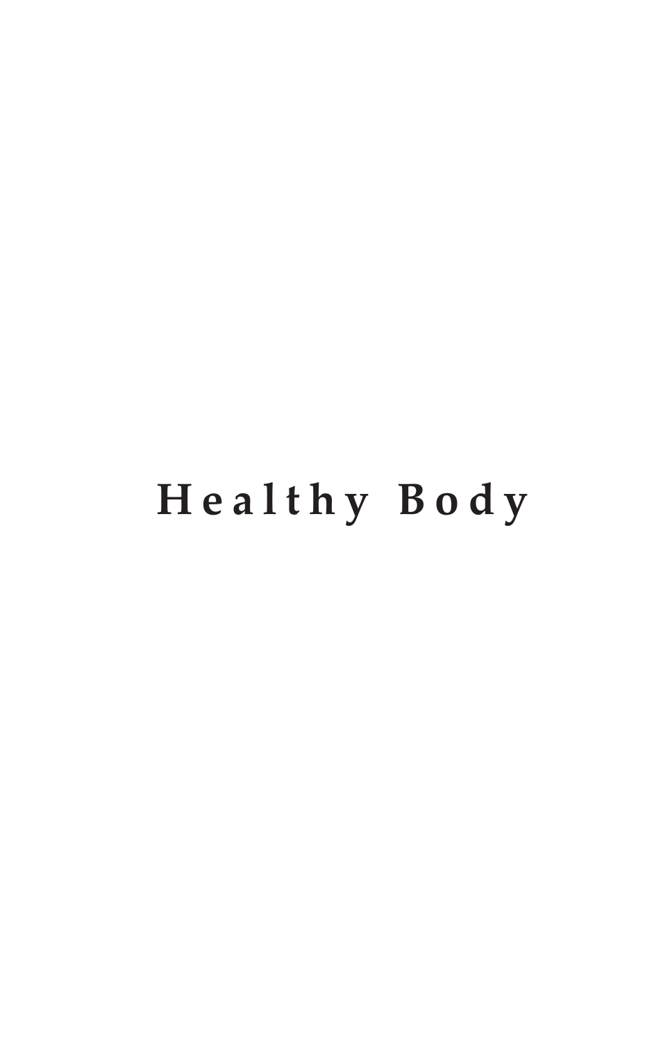# Healthy Body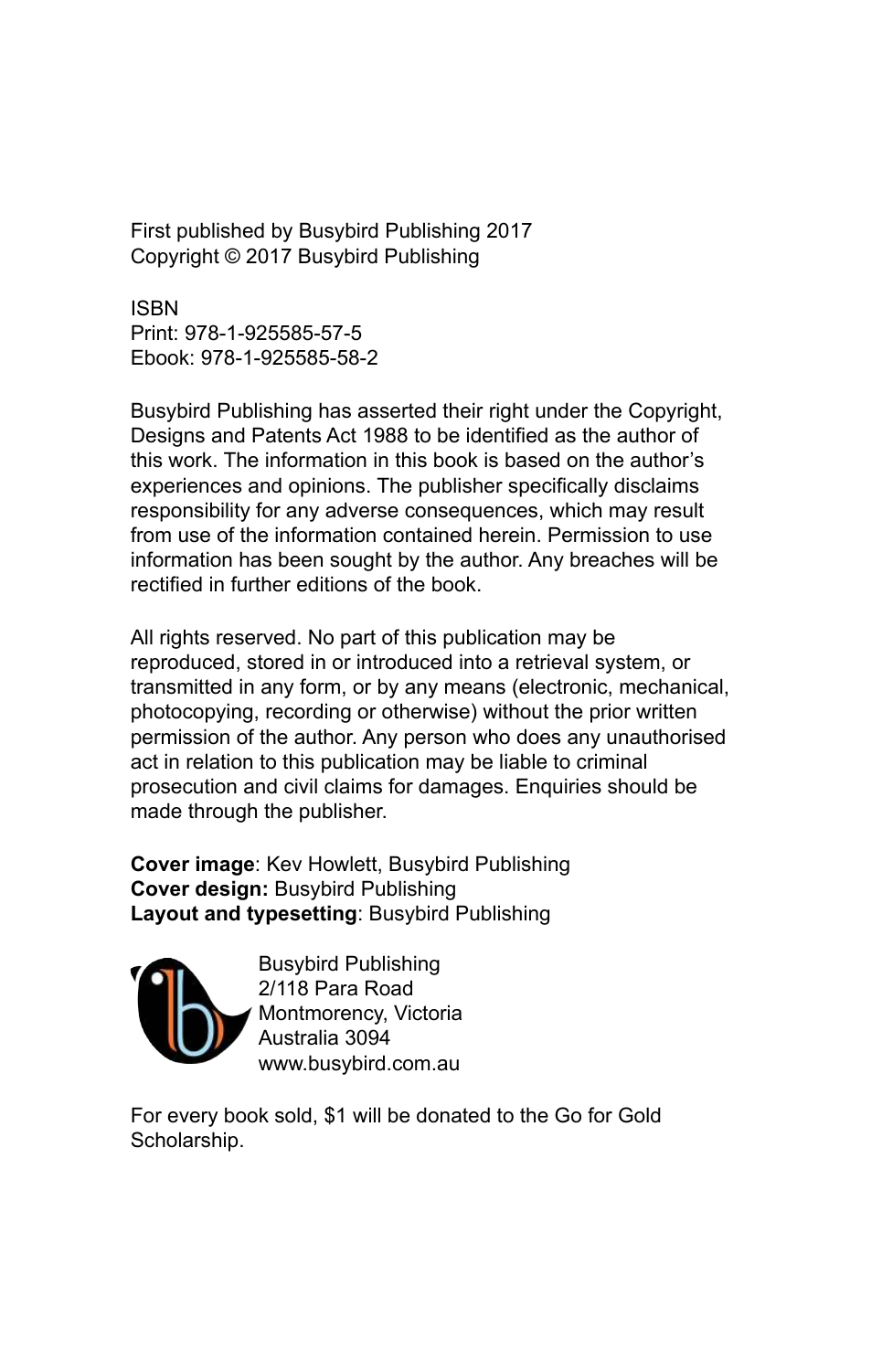First published by Busybird Publishing 2017
Copyright © 2017 Busybird Publishing

ISBN
Print: 978-1-925585-57-5
Ebook: 978-1-925585-58-2

Busybird Publishing has asserted their right under the Copyright, Designs and Patents Act 1988 to be identified as the author of this work. The information in this book is based on the author's experiences and opinions. The publisher specifically disclaims responsibility for any adverse consequences, which may result from use of the information contained herein. Permission to use information has been sought by the author. Any breaches will be rectified in further editions of the book.

All rights reserved. No part of this publication may be reproduced, stored in or introduced into a retrieval system, or transmitted in any form, or by any means (electronic, mechanical, photocopying, recording or otherwise) without the prior written permission of the author. Any person who does any unauthorised act in relation to this publication may be liable to criminal prosecution and civil claims for damages. Enquiries should be made through the publisher.

**Cover image**: Kev Howlett, Busybird Publishing
**Cover design:** Busybird Publishing
**Layout and typesetting**: Busybird Publishing

Busybird Publishing
2/118 Para Road
Montmorency, Victoria
Australia 3094
www.busybird.com.au

For every book sold, $1 will be donated to the Go for Gold Scholarship.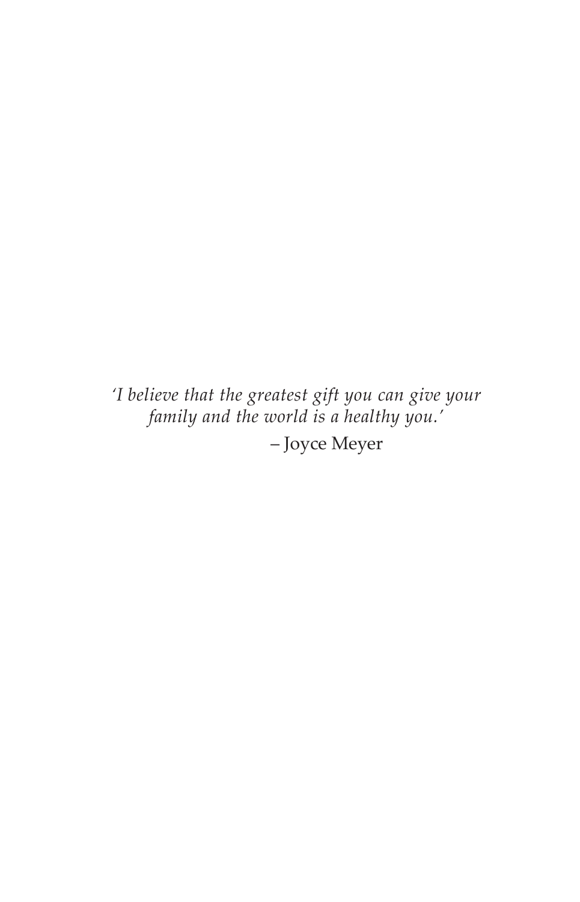*'I believe that the greatest gift you can give your family and the world is a healthy you.'*

– Joyce Meyer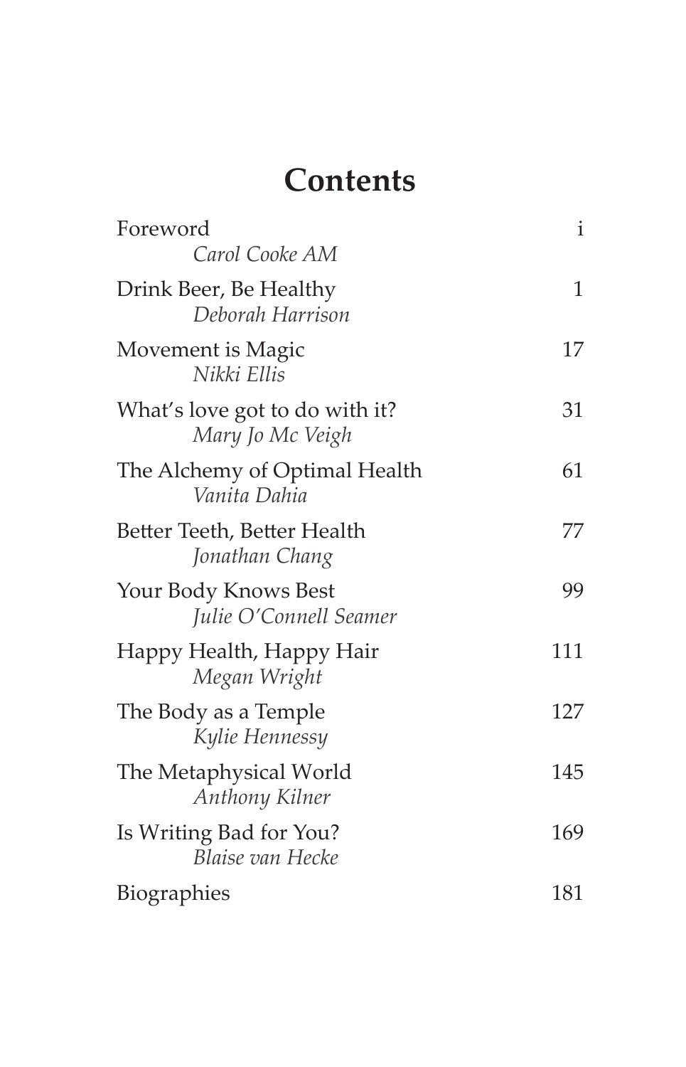# Contents

| | |
|---|---|
| Foreword<br>*Carol Cooke AM* | i |
| Drink Beer, Be Healthy<br>*Deborah Harrison* | 1 |
| Movement is Magic<br>*Nikki Ellis* | 17 |
| What's love got to do with it?<br>*Mary Jo Mc Veigh* | 31 |
| The Alchemy of Optimal Health<br>*Vanita Dahia* | 61 |
| Better Teeth, Better Health<br>*Jonathan Chang* | 77 |
| Your Body Knows Best<br>*Julie O'Connell Seamer* | 99 |
| Happy Health, Happy Hair<br>*Megan Wright* | 111 |
| The Body as a Temple<br>*Kylie Hennessy* | 127 |
| The Metaphysical World<br>*Anthony Kilner* | 145 |
| Is Writing Bad for You?<br>*Blaise van Hecke* | 169 |
| Biographies | 181 |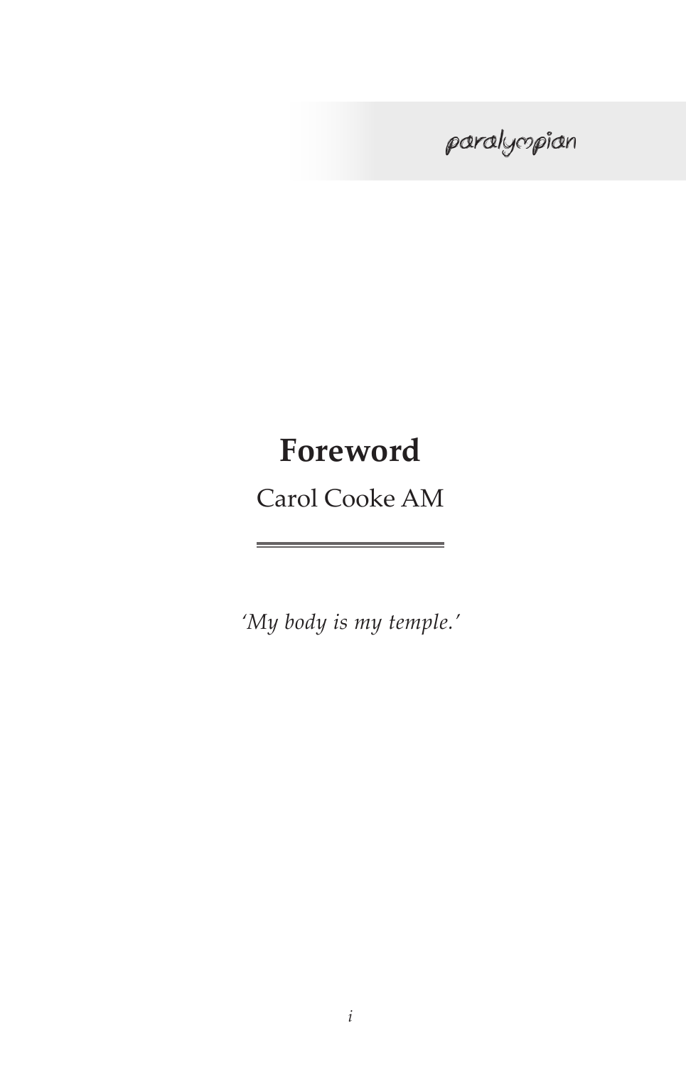# Foreword

Carol Cooke AM

*'My body is my temple.'*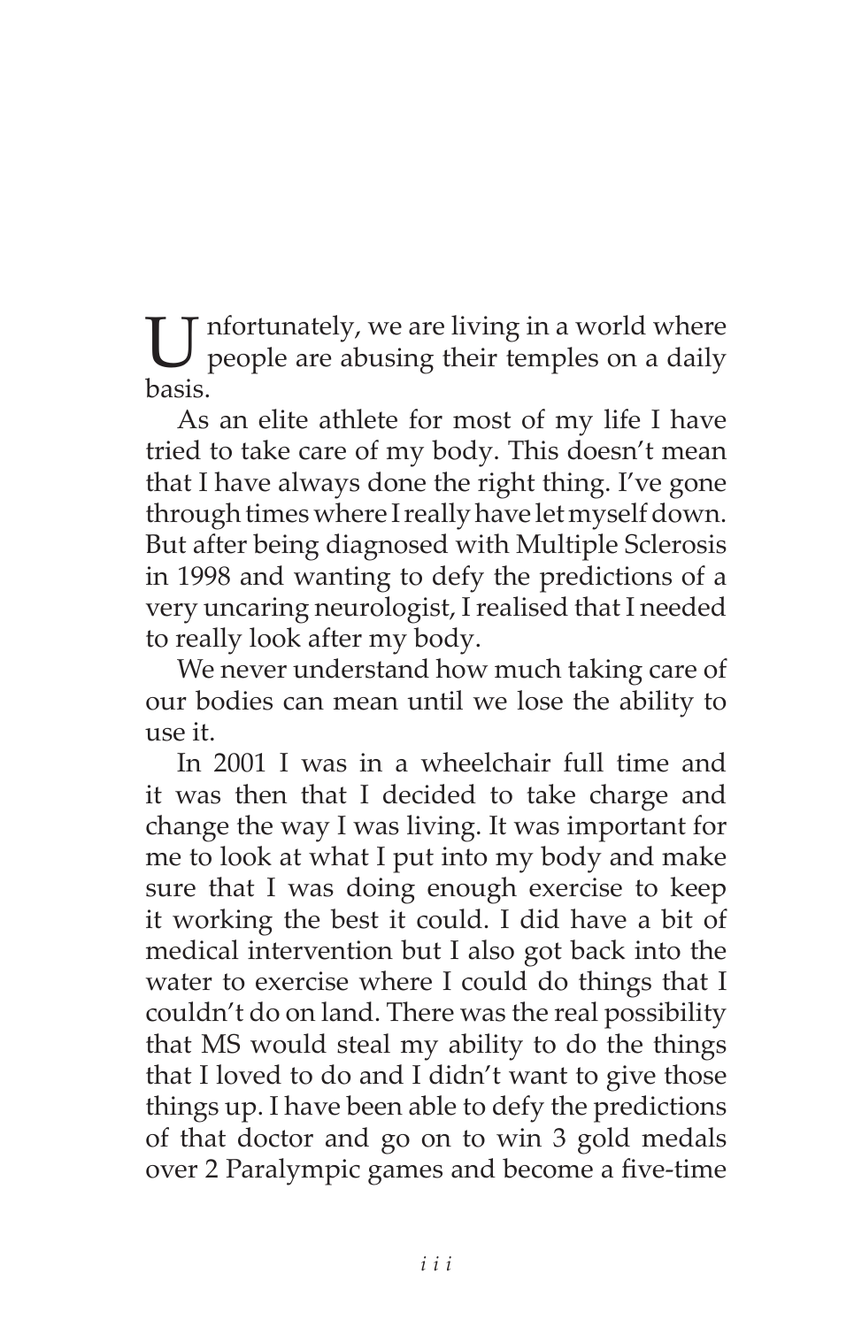Unfortunately, we are living in a world where people are abusing their temples on a daily basis.

As an elite athlete for most of my life I have tried to take care of my body. This doesn't mean that I have always done the right thing. I've gone through times where I really have let myself down. But after being diagnosed with Multiple Sclerosis in 1998 and wanting to defy the predictions of a very uncaring neurologist, I realised that I needed to really look after my body.

We never understand how much taking care of our bodies can mean until we lose the ability to use it.

In 2001 I was in a wheelchair full time and it was then that I decided to take charge and change the way I was living. It was important for me to look at what I put into my body and make sure that I was doing enough exercise to keep it working the best it could. I did have a bit of medical intervention but I also got back into the water to exercise where I could do things that I couldn't do on land. There was the real possibility that MS would steal my ability to do the things that I loved to do and I didn't want to give those things up. I have been able to defy the predictions of that doctor and go on to win 3 gold medals over 2 Paralympic games and become a five-time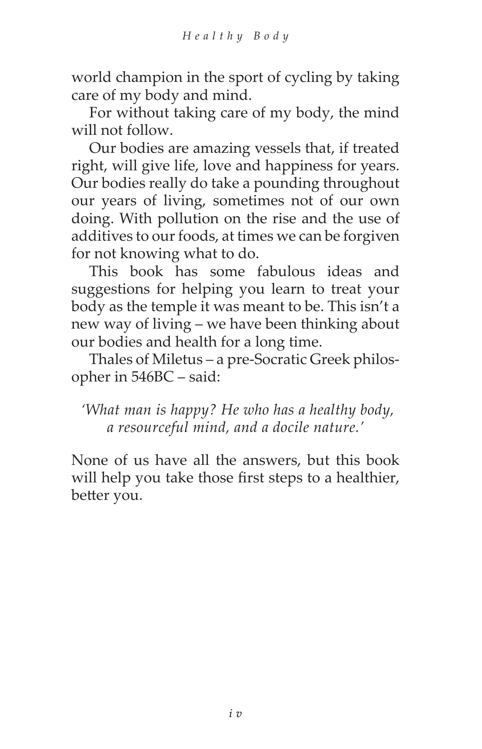world champion in the sport of cycling by taking care of my body and mind.

For without taking care of my body, the mind will not follow.

Our bodies are amazing vessels that, if treated right, will give life, love and happiness for years. Our bodies really do take a pounding throughout our years of living, sometimes not of our own doing. With pollution on the rise and the use of additives to our foods, at times we can be forgiven for not knowing what to do.

This book has some fabulous ideas and suggestions for helping you learn to treat your body as the temple it was meant to be. This isn't a new way of living – we have been thinking about our bodies and health for a long time.

Thales of Miletus – a pre-Socratic Greek philosopher in 546BC – said:

*'What man is happy? He who has a healthy body, a resourceful mind, and a docile nature.'*

None of us have all the answers, but this book will help you take those first steps to a healthier, better you.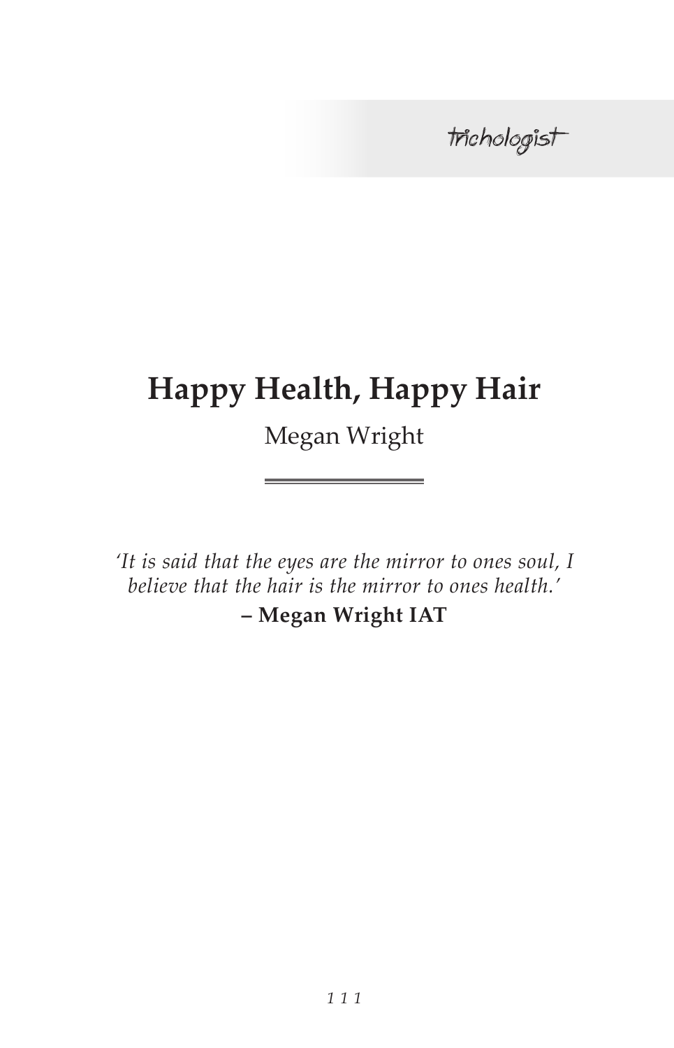# Happy Health, Happy Hair

Megan Wright

*'It is said that the eyes are the mirror to ones soul, I believe that the hair is the mirror to ones health.'*

**– Megan Wright IAT**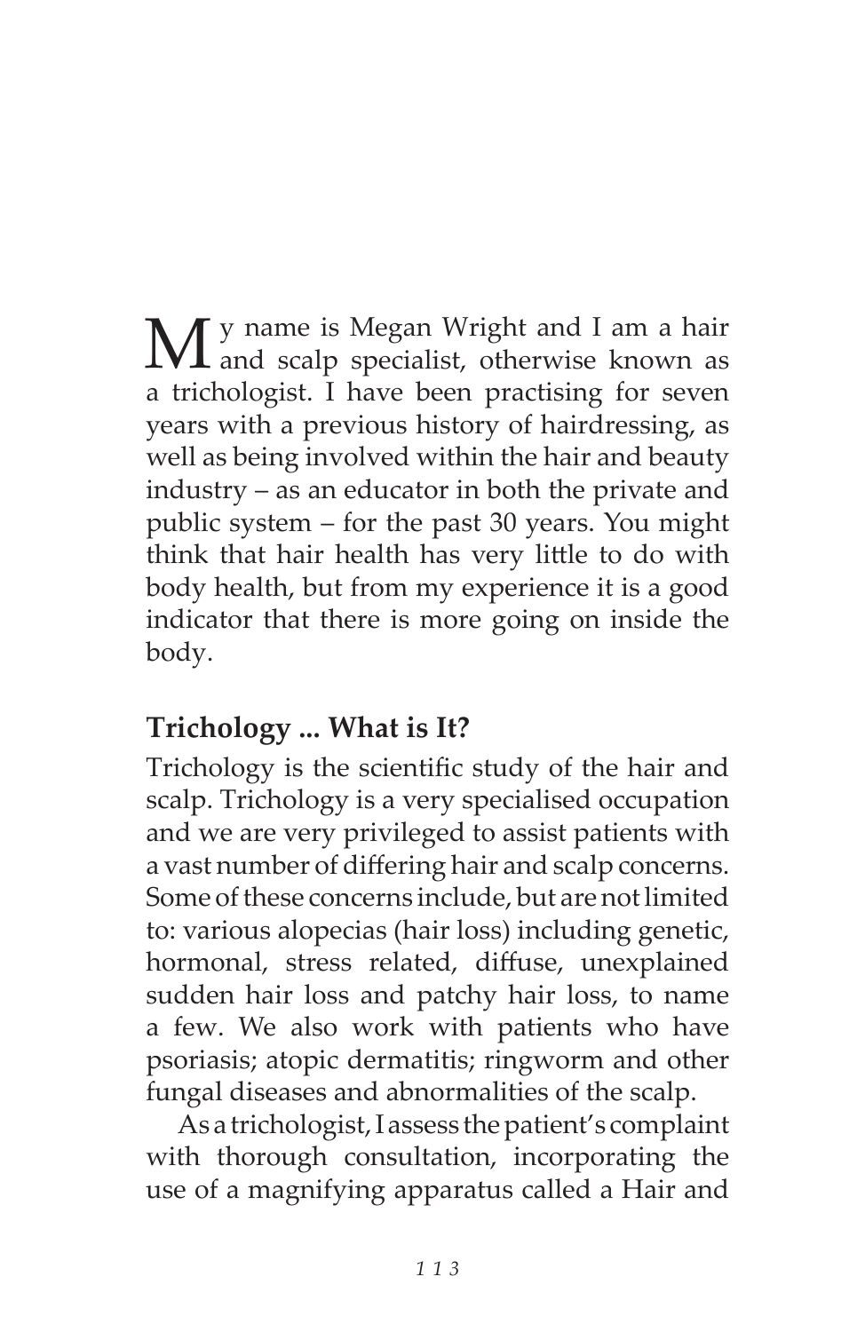My name is Megan Wright and I am a hair and scalp specialist, otherwise known as a trichologist. I have been practising for seven years with a previous history of hairdressing, as well as being involved within the hair and beauty industry – as an educator in both the private and public system – for the past 30 years. You might think that hair health has very little to do with body health, but from my experience it is a good indicator that there is more going on inside the body.

## Trichology ... What is It?

Trichology is the scientific study of the hair and scalp. Trichology is a very specialised occupation and we are very privileged to assist patients with a vast number of differing hair and scalp concerns. Some of these concerns include, but are not limited to: various alopecias (hair loss) including genetic, hormonal, stress related, diffuse, unexplained sudden hair loss and patchy hair loss, to name a few. We also work with patients who have psoriasis; atopic dermatitis; ringworm and other fungal diseases and abnormalities of the scalp.

As a trichologist, I assess the patient's complaint with thorough consultation, incorporating the use of a magnifying apparatus called a Hair and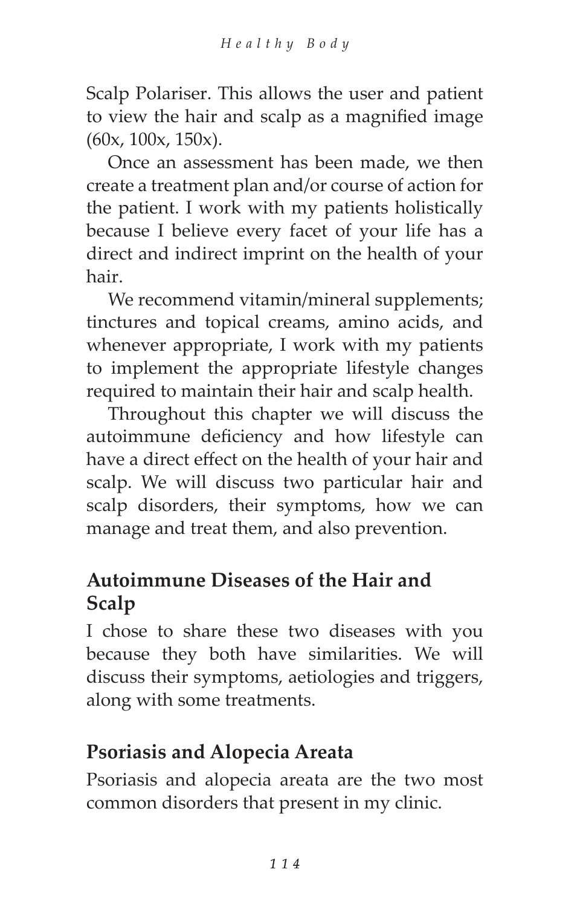Scalp Polariser. This allows the user and patient to view the hair and scalp as a magnified image (60x, 100x, 150x).

Once an assessment has been made, we then create a treatment plan and/or course of action for the patient. I work with my patients holistically because I believe every facet of your life has a direct and indirect imprint on the health of your hair.

We recommend vitamin/mineral supplements; tinctures and topical creams, amino acids, and whenever appropriate, I work with my patients to implement the appropriate lifestyle changes required to maintain their hair and scalp health.

Throughout this chapter we will discuss the autoimmune deficiency and how lifestyle can have a direct effect on the health of your hair and scalp. We will discuss two particular hair and scalp disorders, their symptoms, how we can manage and treat them, and also prevention.

## Autoimmune Diseases of the Hair and Scalp

I chose to share these two diseases with you because they both have similarities. We will discuss their symptoms, aetiologies and triggers, along with some treatments.

## Psoriasis and Alopecia Areata

Psoriasis and alopecia areata are the two most common disorders that present in my clinic.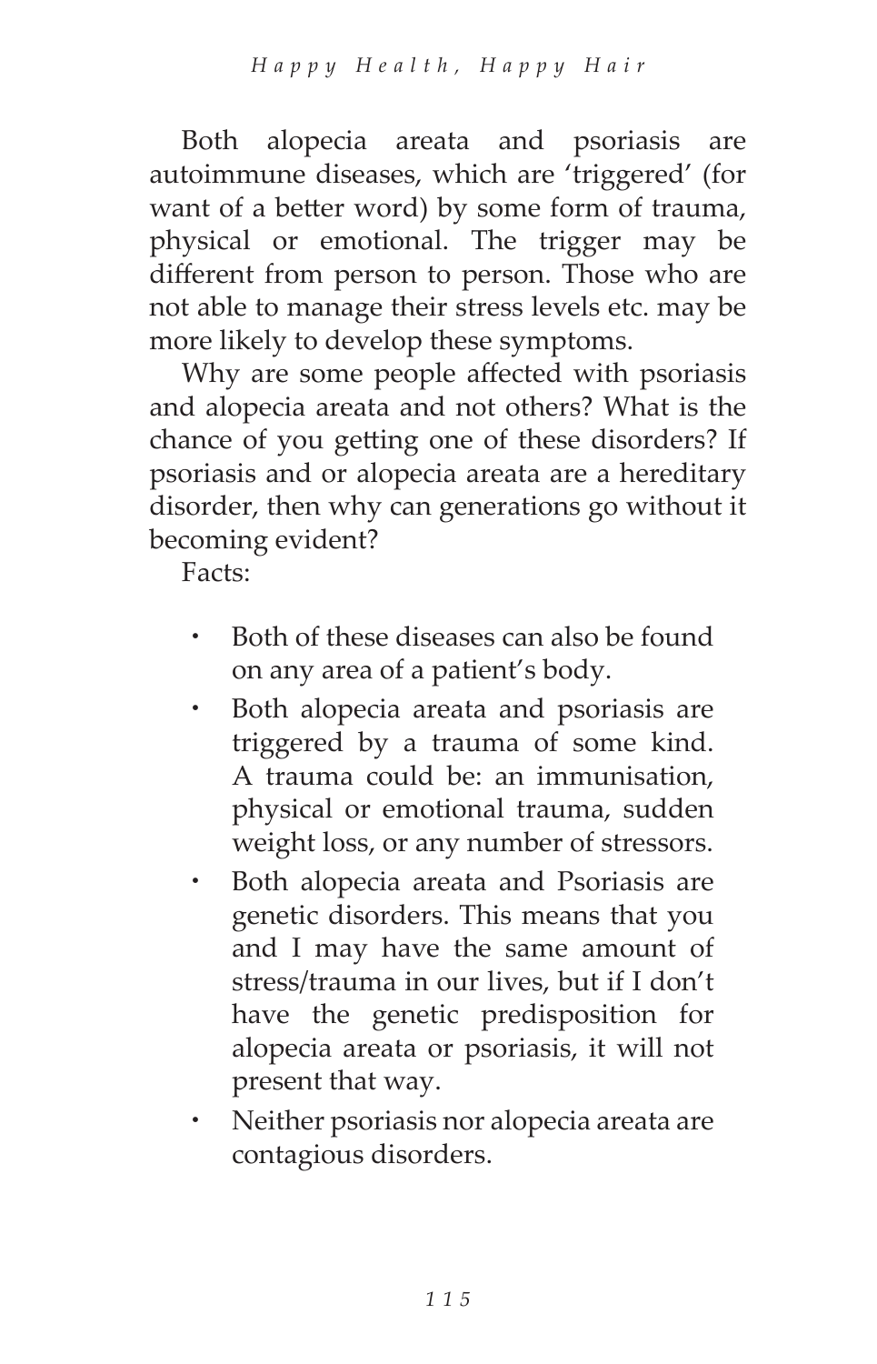Both alopecia areata and psoriasis are autoimmune diseases, which are 'triggered' (for want of a better word) by some form of trauma, physical or emotional. The trigger may be different from person to person. Those who are not able to manage their stress levels etc. may be more likely to develop these symptoms.

Why are some people affected with psoriasis and alopecia areata and not others? What is the chance of you getting one of these disorders? If psoriasis and or alopecia areata are a hereditary disorder, then why can generations go without it becoming evident?

Facts:

- Both of these diseases can also be found on any area of a patient's body.
- Both alopecia areata and psoriasis are triggered by a trauma of some kind. A trauma could be: an immunisation, physical or emotional trauma, sudden weight loss, or any number of stressors.
- Both alopecia areata and Psoriasis are genetic disorders. This means that you and I may have the same amount of stress/trauma in our lives, but if I don't have the genetic predisposition for alopecia areata or psoriasis, it will not present that way.
- Neither psoriasis nor alopecia areata are contagious disorders.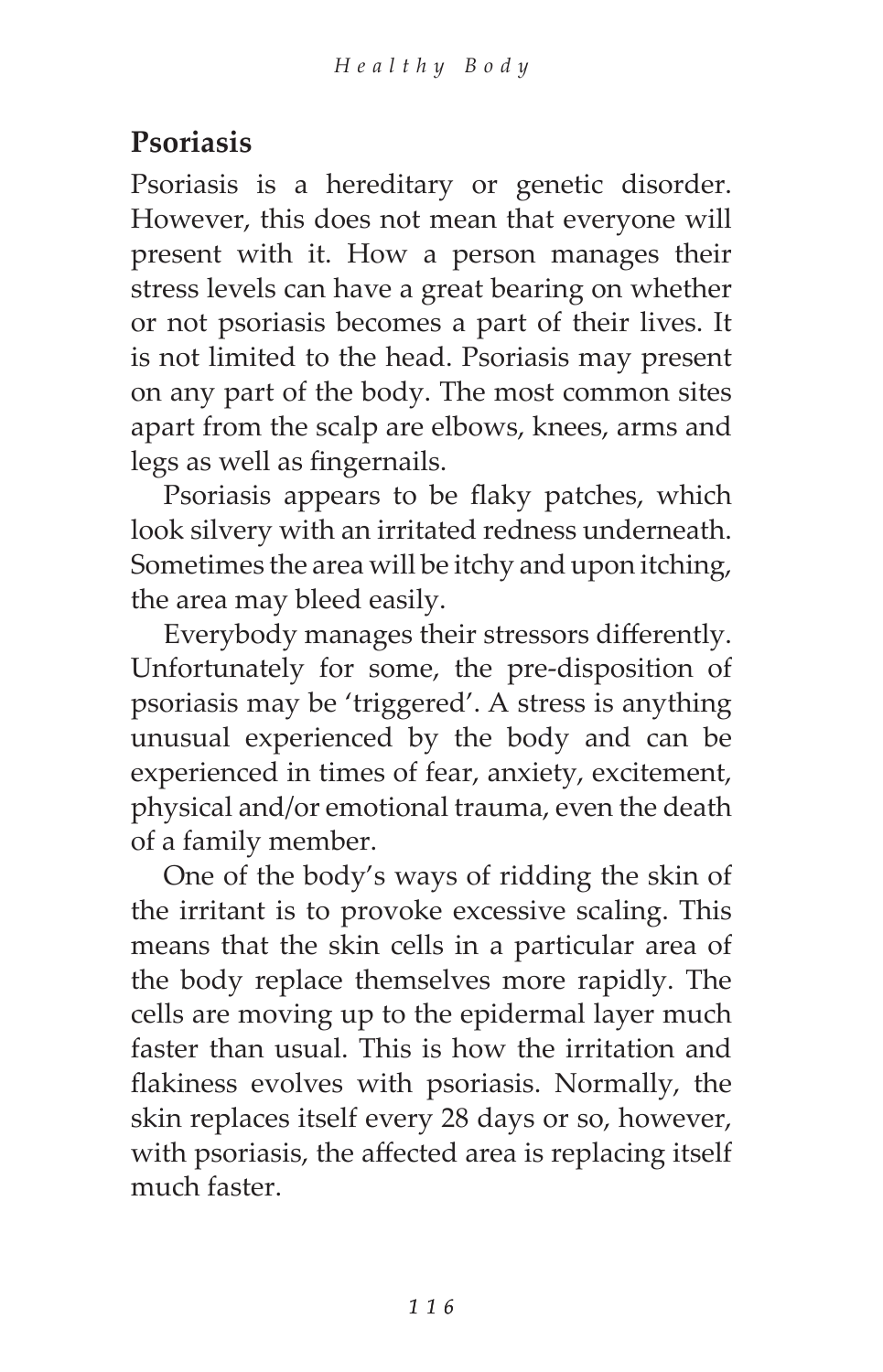## Psoriasis

Psoriasis is a hereditary or genetic disorder. However, this does not mean that everyone will present with it. How a person manages their stress levels can have a great bearing on whether or not psoriasis becomes a part of their lives. It is not limited to the head. Psoriasis may present on any part of the body. The most common sites apart from the scalp are elbows, knees, arms and legs as well as fingernails.

Psoriasis appears to be flaky patches, which look silvery with an irritated redness underneath. Sometimes the area will be itchy and upon itching, the area may bleed easily.

Everybody manages their stressors differently. Unfortunately for some, the pre-disposition of psoriasis may be 'triggered'. A stress is anything unusual experienced by the body and can be experienced in times of fear, anxiety, excitement, physical and/or emotional trauma, even the death of a family member.

One of the body's ways of ridding the skin of the irritant is to provoke excessive scaling. This means that the skin cells in a particular area of the body replace themselves more rapidly. The cells are moving up to the epidermal layer much faster than usual. This is how the irritation and flakiness evolves with psoriasis. Normally, the skin replaces itself every 28 days or so, however, with psoriasis, the affected area is replacing itself much faster.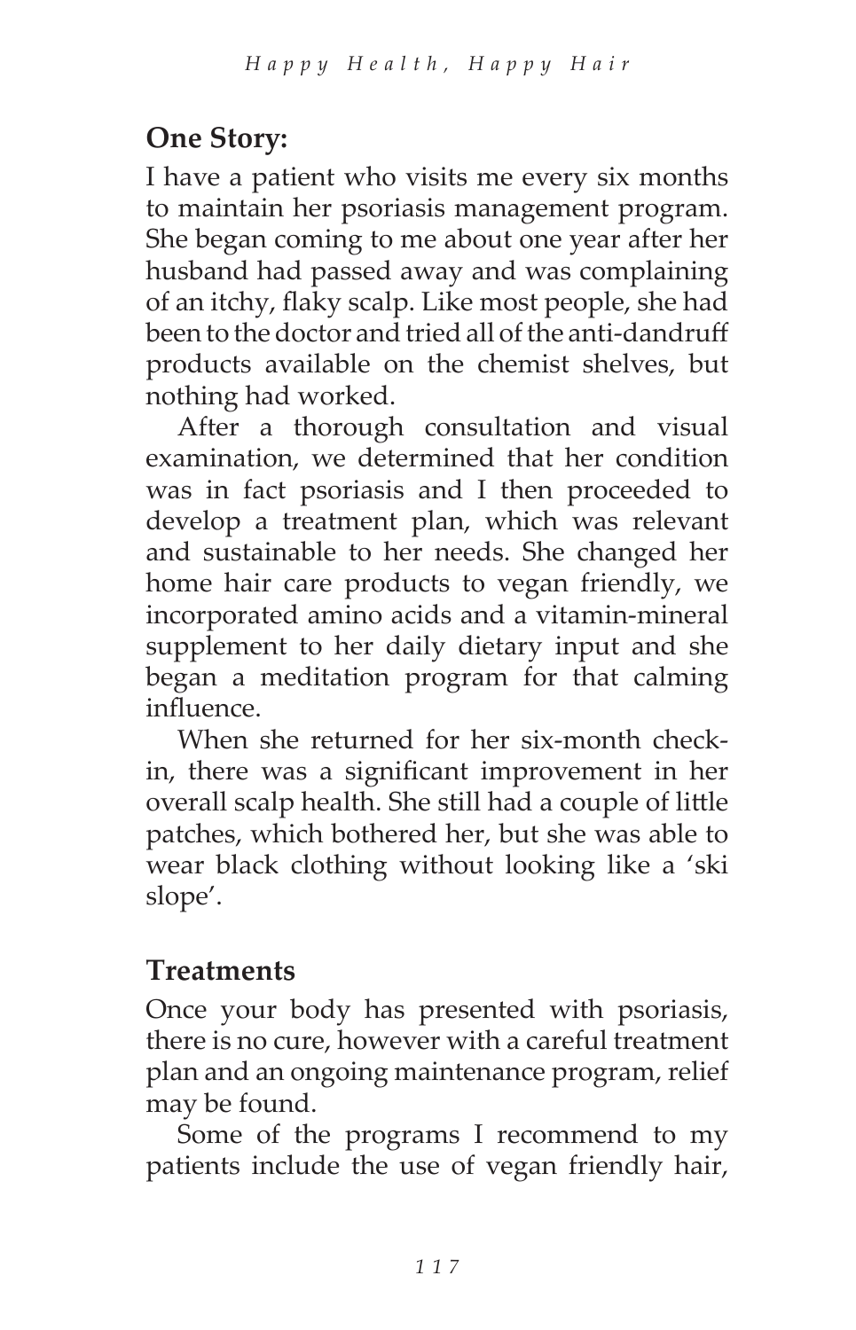## One Story:

I have a patient who visits me every six months to maintain her psoriasis management program. She began coming to me about one year after her husband had passed away and was complaining of an itchy, flaky scalp. Like most people, she had been to the doctor and tried all of the anti-dandruff products available on the chemist shelves, but nothing had worked.

After a thorough consultation and visual examination, we determined that her condition was in fact psoriasis and I then proceeded to develop a treatment plan, which was relevant and sustainable to her needs. She changed her home hair care products to vegan friendly, we incorporated amino acids and a vitamin-mineral supplement to her daily dietary input and she began a meditation program for that calming influence.

When she returned for her six-month check-in, there was a significant improvement in her overall scalp health. She still had a couple of little patches, which bothered her, but she was able to wear black clothing without looking like a 'ski slope'.

## Treatments

Once your body has presented with psoriasis, there is no cure, however with a careful treatment plan and an ongoing maintenance program, relief may be found.

Some of the programs I recommend to my patients include the use of vegan friendly hair,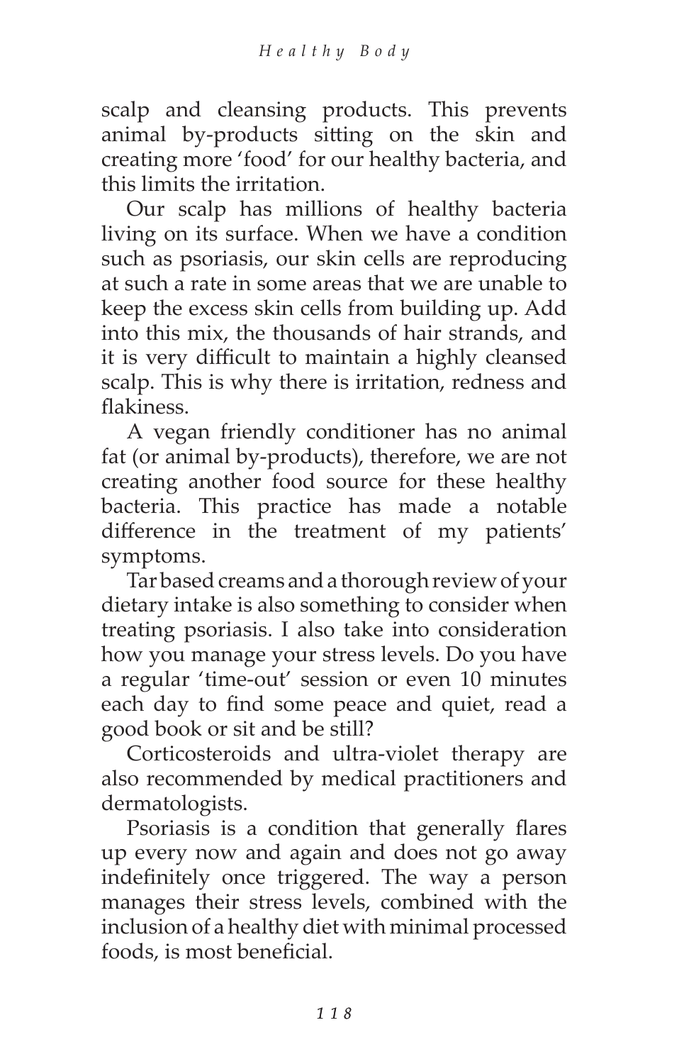scalp and cleansing products. This prevents animal by-products sitting on the skin and creating more 'food' for our healthy bacteria, and this limits the irritation.

Our scalp has millions of healthy bacteria living on its surface. When we have a condition such as psoriasis, our skin cells are reproducing at such a rate in some areas that we are unable to keep the excess skin cells from building up. Add into this mix, the thousands of hair strands, and it is very difficult to maintain a highly cleansed scalp. This is why there is irritation, redness and flakiness.

A vegan friendly conditioner has no animal fat (or animal by-products), therefore, we are not creating another food source for these healthy bacteria. This practice has made a notable difference in the treatment of my patients' symptoms.

Tar based creams and a thorough review of your dietary intake is also something to consider when treating psoriasis. I also take into consideration how you manage your stress levels. Do you have a regular 'time-out' session or even 10 minutes each day to find some peace and quiet, read a good book or sit and be still?

Corticosteroids and ultra-violet therapy are also recommended by medical practitioners and dermatologists.

Psoriasis is a condition that generally flares up every now and again and does not go away indefinitely once triggered. The way a person manages their stress levels, combined with the inclusion of a healthy diet with minimal processed foods, is most beneficial.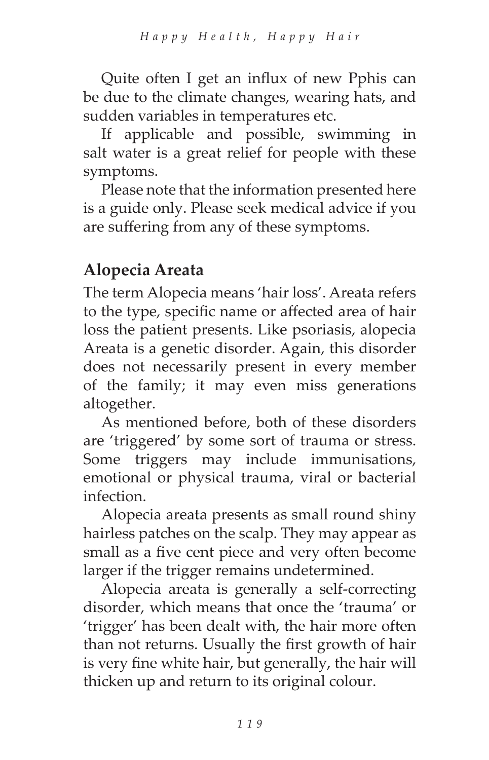Quite often I get an influx of new Pphis can be due to the climate changes, wearing hats, and sudden variables in temperatures etc.

If applicable and possible, swimming in salt water is a great relief for people with these symptoms.

Please note that the information presented here is a guide only. Please seek medical advice if you are suffering from any of these symptoms.

## Alopecia Areata

The term Alopecia means 'hair loss'. Areata refers to the type, specific name or affected area of hair loss the patient presents. Like psoriasis, alopecia Areata is a genetic disorder. Again, this disorder does not necessarily present in every member of the family; it may even miss generations altogether.

As mentioned before, both of these disorders are 'triggered' by some sort of trauma or stress. Some triggers may include immunisations, emotional or physical trauma, viral or bacterial infection.

Alopecia areata presents as small round shiny hairless patches on the scalp. They may appear as small as a five cent piece and very often become larger if the trigger remains undetermined.

Alopecia areata is generally a self-correcting disorder, which means that once the 'trauma' or 'trigger' has been dealt with, the hair more often than not returns. Usually the first growth of hair is very fine white hair, but generally, the hair will thicken up and return to its original colour.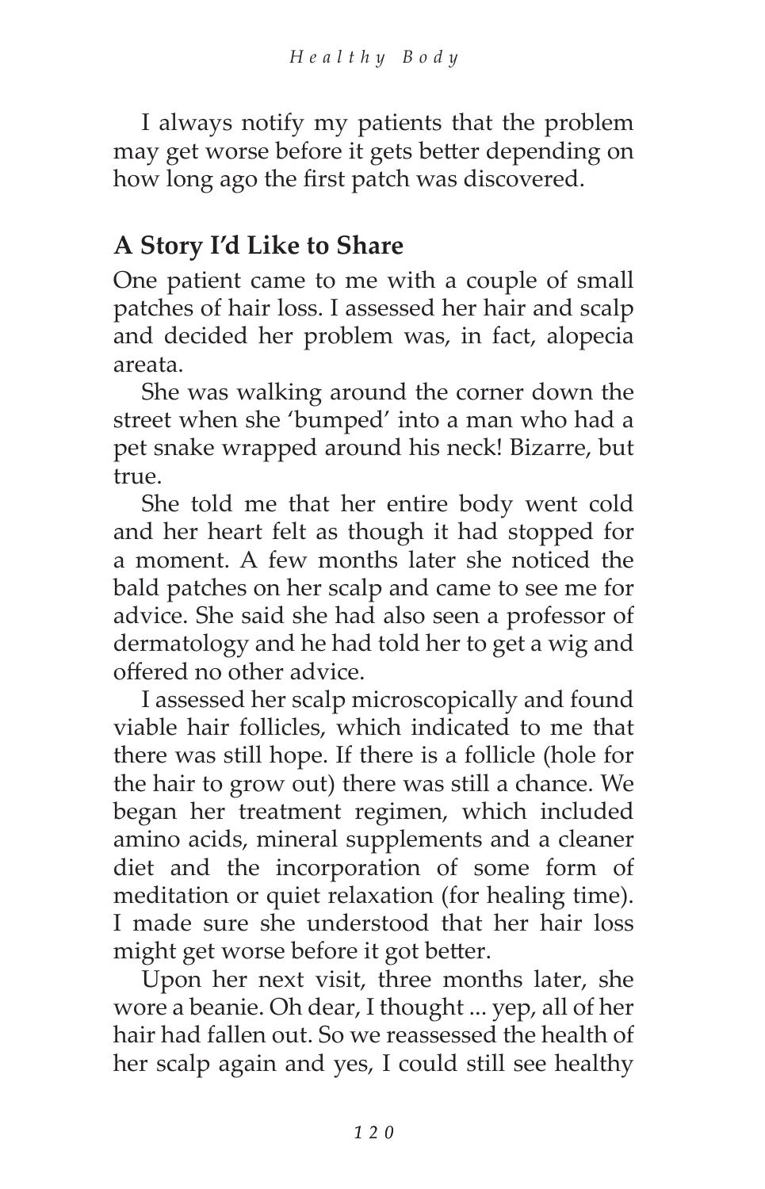I always notify my patients that the problem may get worse before it gets better depending on how long ago the first patch was discovered.

## A Story I'd Like to Share

One patient came to me with a couple of small patches of hair loss. I assessed her hair and scalp and decided her problem was, in fact, alopecia areata.

She was walking around the corner down the street when she 'bumped' into a man who had a pet snake wrapped around his neck! Bizarre, but true.

She told me that her entire body went cold and her heart felt as though it had stopped for a moment. A few months later she noticed the bald patches on her scalp and came to see me for advice. She said she had also seen a professor of dermatology and he had told her to get a wig and offered no other advice.

I assessed her scalp microscopically and found viable hair follicles, which indicated to me that there was still hope. If there is a follicle (hole for the hair to grow out) there was still a chance. We began her treatment regimen, which included amino acids, mineral supplements and a cleaner diet and the incorporation of some form of meditation or quiet relaxation (for healing time). I made sure she understood that her hair loss might get worse before it got better.

Upon her next visit, three months later, she wore a beanie. Oh dear, I thought ... yep, all of her hair had fallen out. So we reassessed the health of her scalp again and yes, I could still see healthy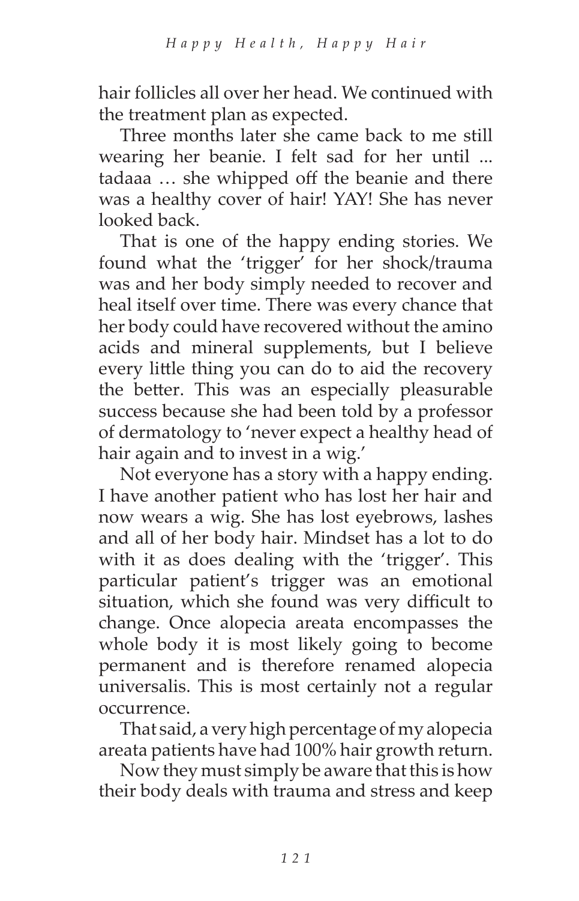hair follicles all over her head. We continued with the treatment plan as expected.

Three months later she came back to me still wearing her beanie. I felt sad for her until ... tadaaa … she whipped off the beanie and there was a healthy cover of hair! YAY! She has never looked back.

That is one of the happy ending stories. We found what the 'trigger' for her shock/trauma was and her body simply needed to recover and heal itself over time. There was every chance that her body could have recovered without the amino acids and mineral supplements, but I believe every little thing you can do to aid the recovery the better. This was an especially pleasurable success because she had been told by a professor of dermatology to 'never expect a healthy head of hair again and to invest in a wig.'

Not everyone has a story with a happy ending. I have another patient who has lost her hair and now wears a wig. She has lost eyebrows, lashes and all of her body hair. Mindset has a lot to do with it as does dealing with the 'trigger'. This particular patient's trigger was an emotional situation, which she found was very difficult to change. Once alopecia areata encompasses the whole body it is most likely going to become permanent and is therefore renamed alopecia universalis. This is most certainly not a regular occurrence.

That said, a very high percentage of my alopecia areata patients have had 100% hair growth return.

Now they must simply be aware that this is how their body deals with trauma and stress and keep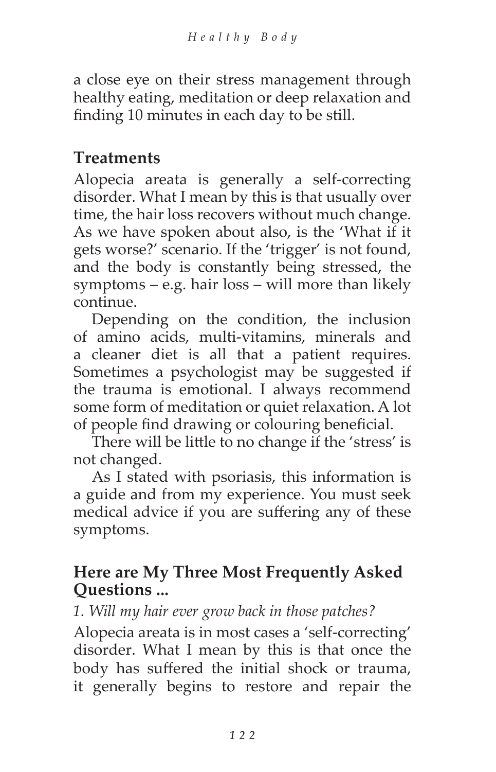a close eye on their stress management through healthy eating, meditation or deep relaxation and finding 10 minutes in each day to be still.

## Treatments

Alopecia areata is generally a self-correcting disorder. What I mean by this is that usually over time, the hair loss recovers without much change. As we have spoken about also, is the 'What if it gets worse?' scenario. If the 'trigger' is not found, and the body is constantly being stressed, the symptoms – e.g. hair loss – will more than likely continue.

Depending on the condition, the inclusion of amino acids, multi-vitamins, minerals and a cleaner diet is all that a patient requires. Sometimes a psychologist may be suggested if the trauma is emotional. I always recommend some form of meditation or quiet relaxation. A lot of people find drawing or colouring beneficial.

There will be little to no change if the 'stress' is not changed.

As I stated with psoriasis, this information is a guide and from my experience. You must seek medical advice if you are suffering any of these symptoms.

## Here are My Three Most Frequently Asked Questions ...

*1. Will my hair ever grow back in those patches?*

Alopecia areata is in most cases a 'self-correcting' disorder. What I mean by this is that once the body has suffered the initial shock or trauma, it generally begins to restore and repair the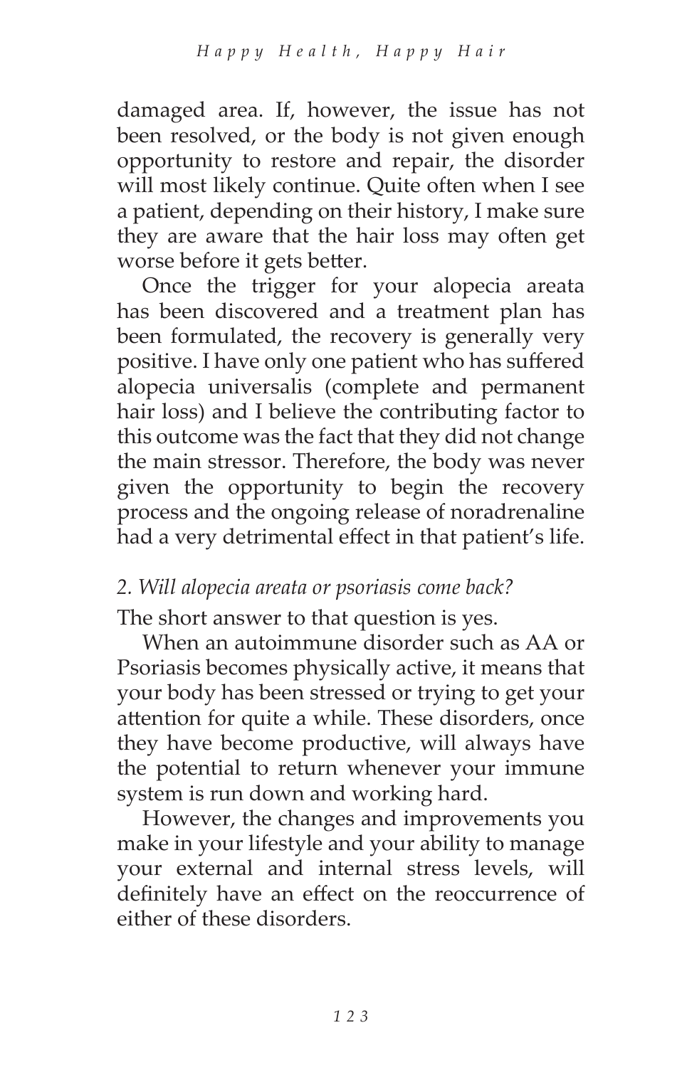damaged area. If, however, the issue has not been resolved, or the body is not given enough opportunity to restore and repair, the disorder will most likely continue. Quite often when I see a patient, depending on their history, I make sure they are aware that the hair loss may often get worse before it gets better.

Once the trigger for your alopecia areata has been discovered and a treatment plan has been formulated, the recovery is generally very positive. I have only one patient who has suffered alopecia universalis (complete and permanent hair loss) and I believe the contributing factor to this outcome was the fact that they did not change the main stressor. Therefore, the body was never given the opportunity to begin the recovery process and the ongoing release of noradrenaline had a very detrimental effect in that patient's life.

*2. Will alopecia areata or psoriasis come back?*

The short answer to that question is yes.

When an autoimmune disorder such as AA or Psoriasis becomes physically active, it means that your body has been stressed or trying to get your attention for quite a while. These disorders, once they have become productive, will always have the potential to return whenever your immune system is run down and working hard.

However, the changes and improvements you make in your lifestyle and your ability to manage your external and internal stress levels, will definitely have an effect on the reoccurrence of either of these disorders.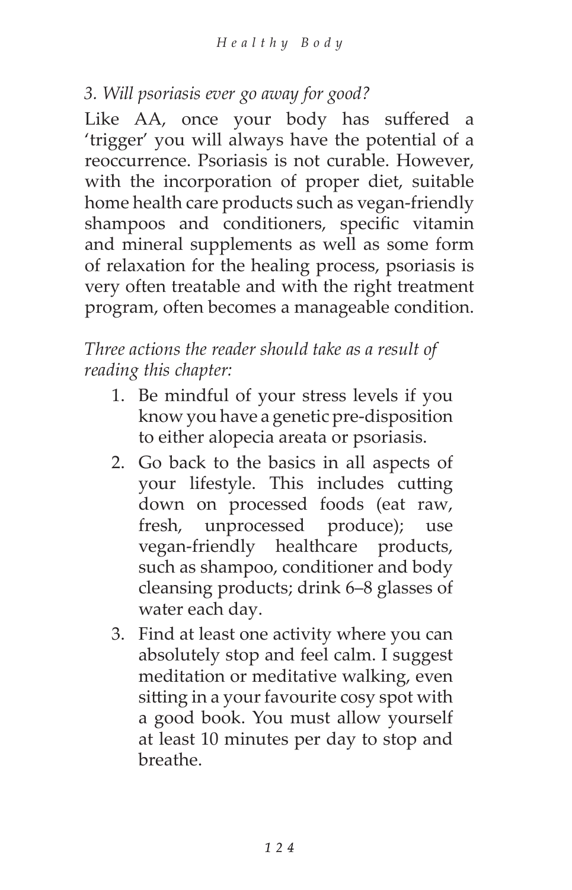*3. Will psoriasis ever go away for good?*

Like AA, once your body has suffered a 'trigger' you will always have the potential of a reoccurrence. Psoriasis is not curable. However, with the incorporation of proper diet, suitable home health care products such as vegan-friendly shampoos and conditioners, specific vitamin and mineral supplements as well as some form of relaxation for the healing process, psoriasis is very often treatable and with the right treatment program, often becomes a manageable condition.

*Three actions the reader should take as a result of reading this chapter:*

1. Be mindful of your stress levels if you know you have a genetic pre-disposition to either alopecia areata or psoriasis.
2. Go back to the basics in all aspects of your lifestyle. This includes cutting down on processed foods (eat raw, fresh, unprocessed produce); use vegan-friendly healthcare products, such as shampoo, conditioner and body cleansing products; drink 6–8 glasses of water each day.
3. Find at least one activity where you can absolutely stop and feel calm. I suggest meditation or meditative walking, even sitting in a your favourite cosy spot with a good book. You must allow yourself at least 10 minutes per day to stop and breathe.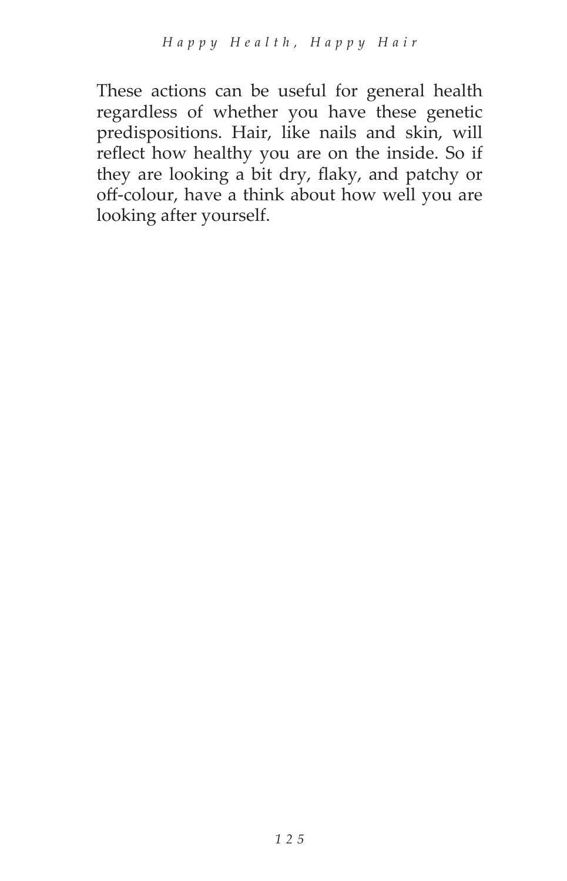These actions can be useful for general health regardless of whether you have these genetic predispositions. Hair, like nails and skin, will reflect how healthy you are on the inside. So if they are looking a bit dry, flaky, and patchy or off-colour, have a think about how well you are looking after yourself.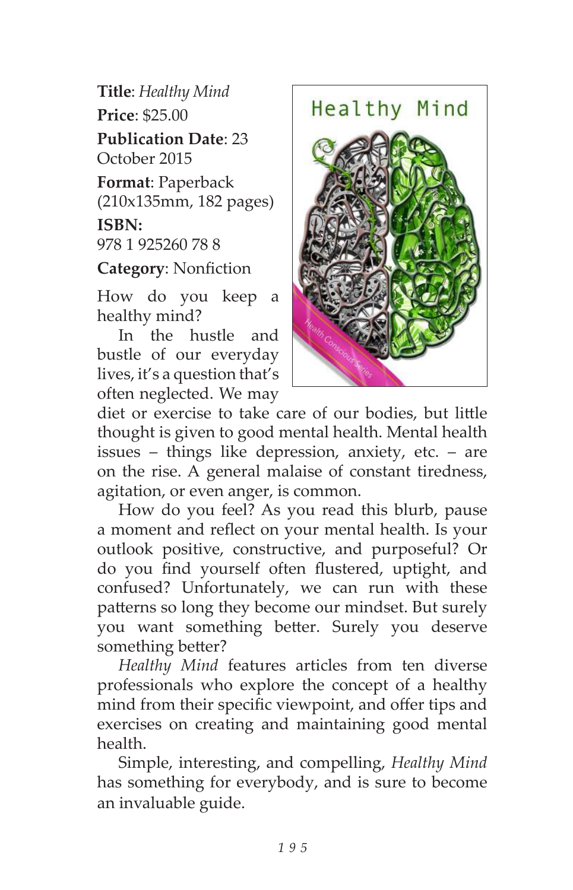**Title**: *Healthy Mind*

**Price**: $25.00

**Publication Date**: 23 October 2015

**Format**: Paperback (210x135mm, 182 pages)

**ISBN:**
978 1 925260 78 8

**Category**: Nonfiction

How do you keep a healthy mind?

In the hustle and bustle of our everyday lives, it's a question that's often neglected. We may diet or exercise to take care of our bodies, but little thought is given to good mental health. Mental health issues – things like depression, anxiety, etc. – are on the rise. A general malaise of constant tiredness, agitation, or even anger, is common.

How do you feel? As you read this blurb, pause a moment and reflect on your mental health. Is your outlook positive, constructive, and purposeful? Or do you find yourself often flustered, uptight, and confused? Unfortunately, we can run with these patterns so long they become our mindset. But surely you want something better. Surely you deserve something better?

*Healthy Mind* features articles from ten diverse professionals who explore the concept of a healthy mind from their specific viewpoint, and offer tips and exercises on creating and maintaining good mental health.

Simple, interesting, and compelling, *Healthy Mind* has something for everybody, and is sure to become an invaluable guide.